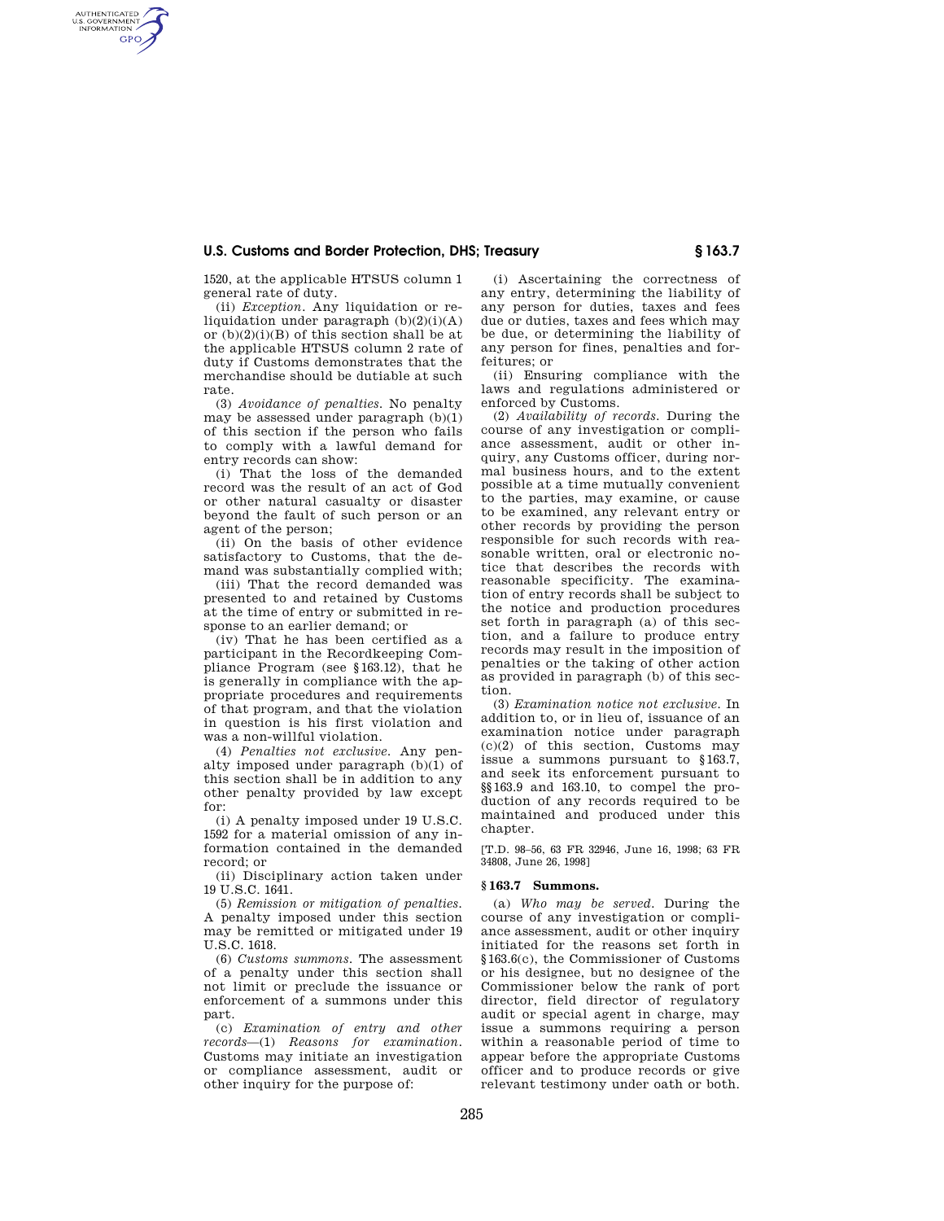1520, at the applicable HTSUS column 1 general rate of duty.

(ii) *Exception.* Any liquidation or reliquidation under paragraph (b)(2)(i)(A) or (b)(2)(i)(B) of this section shall be at the applicable HTSUS column 2 rate of duty if Customs demonstrates that the merchandise should be dutiable at such rate.

(3) *Avoidance of penalties.* No penalty may be assessed under paragraph (b)(1) of this section if the person who fails to comply with a lawful demand for entry records can show:

(i) That the loss of the demanded record was the result of an act of God or other natural casualty or disaster beyond the fault of such person or an agent of the person;

(ii) On the basis of other evidence satisfactory to Customs, that the demand was substantially complied with;

(iii) That the record demanded was presented to and retained by Customs at the time of entry or submitted in response to an earlier demand; or

(iv) That he has been certified as a participant in the Recordkeeping Compliance Program (see §163.12), that he is generally in compliance with the appropriate procedures and requirements of that program, and that the violation in question is his first violation and was a non-willful violation.

(4) *Penalties not exclusive.* Any penalty imposed under paragraph (b)(1) of this section shall be in addition to any other penalty provided by law except for:

(i) A penalty imposed under 19 U.S.C. 1592 for a material omission of any information contained in the demanded record; or

(ii) Disciplinary action taken under 19 U.S.C. 1641.

(5) *Remission or mitigation of penalties.* A penalty imposed under this section may be remitted or mitigated under 19 U.S.C. 1618.

(6) *Customs summons.* The assessment of a penalty under this section shall not limit or preclude the issuance or enforcement of a summons under this part.

(c) *Examination of entry and other records*—(1) *Reasons for examination.* Customs may initiate an investigation or compliance assessment, audit or other inquiry for the purpose of:

(i) Ascertaining the correctness of any entry, determining the liability of any person for duties, taxes and fees due or duties, taxes and fees which may be due, or determining the liability of any person for fines, penalties and forfeitures; or

(ii) Ensuring compliance with the laws and regulations administered or enforced by Customs.

(2) *Availability of records.* During the course of any investigation or compliance assessment, audit or other inquiry, any Customs officer, during normal business hours, and to the extent possible at a time mutually convenient to the parties, may examine, or cause to be examined, any relevant entry or other records by providing the person responsible for such records with reasonable written, oral or electronic notice that describes the records with reasonable specificity. The examination of entry records shall be subject to the notice and production procedures set forth in paragraph (a) of this section, and a failure to produce entry records may result in the imposition of penalties or the taking of other action as provided in paragraph (b) of this section.

(3) *Examination notice not exclusive.* In addition to, or in lieu of, issuance of an examination notice under paragraph (c)(2) of this section, Customs may issue a summons pursuant to §163.7, and seek its enforcement pursuant to §§163.9 and 163.10, to compel the production of any records required to be maintained and produced under this chapter.

[T.D. 98–56, 63 FR 32946, June 16, 1998; 63 FR 34808, June 26, 1998]

## §163.7 Summons.

(a) *Who may be served.* During the course of any investigation or compliance assessment, audit or other inquiry initiated for the reasons set forth in §163.6(c), the Commissioner of Customs or his designee, but no designee of the Commissioner below the rank of port director, field director of regulatory audit or special agent in charge, may issue a summons requiring a person within a reasonable period of time to appear before the appropriate Customs officer and to produce records or give relevant testimony under oath or both.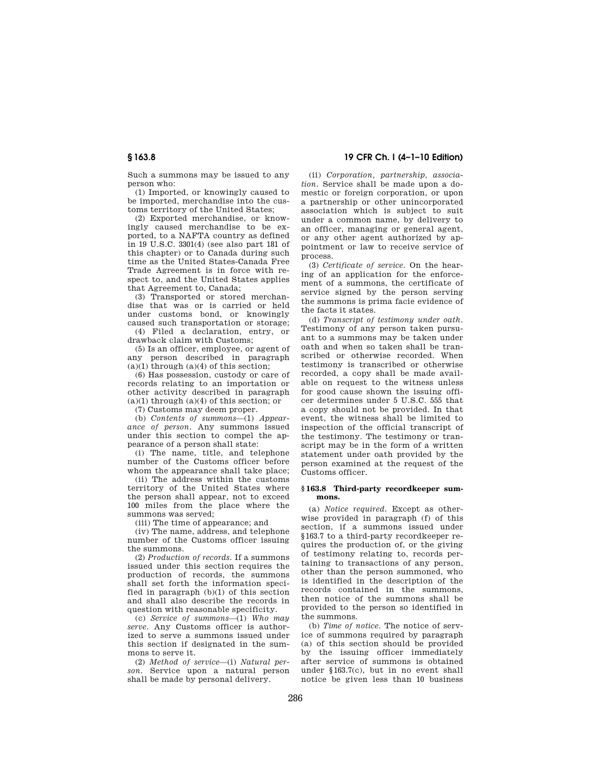Such a summons may be issued to any person who:

(1) Imported, or knowingly caused to be imported, merchandise into the customs territory of the United States;

(2) Exported merchandise, or knowingly caused merchandise to be exported, to a NAFTA country as defined in 19 U.S.C. 3301(4) (see also part 181 of this chapter) or to Canada during such time as the United States-Canada Free Trade Agreement is in force with respect to, and the United States applies that Agreement to, Canada;

(3) Transported or stored merchandise that was or is carried or held under customs bond, or knowingly caused such transportation or storage;

(4) Filed a declaration, entry, or drawback claim with Customs;

(5) Is an officer, employee, or agent of any person described in paragraph (a)(1) through (a)(4) of this section;

(6) Has possession, custody or care of records relating to an importation or other activity described in paragraph (a)(1) through (a)(4) of this section; or

(7) Customs may deem proper.

(b) *Contents of summons*—(1) *Appearance of person.* Any summons issued under this section to compel the appearance of a person shall state:

(i) The name, title, and telephone number of the Customs officer before whom the appearance shall take place;

(ii) The address within the customs territory of the United States where the person shall appear, not to exceed 100 miles from the place where the summons was served;

(iii) The time of appearance; and

(iv) The name, address, and telephone number of the Customs officer issuing the summons.

(2) *Production of records.* If a summons issued under this section requires the production of records, the summons shall set forth the information specified in paragraph (b)(1) of this section and shall also describe the records in question with reasonable specificity.

(c) *Service of summons*—(1) *Who may serve.* Any Customs officer is authorized to serve a summons issued under this section if designated in the summons to serve it.

(2) *Method of service*—(i) *Natural person.* Service upon a natural person shall be made by personal delivery.

(ii) *Corporation, partnership, association.* Service shall be made upon a domestic or foreign corporation, or upon a partnership or other unincorporated association which is subject to suit under a common name, by delivery to an officer, managing or general agent, or any other agent authorized by appointment or law to receive service of process.

(3) *Certificate of service.* On the hearing of an application for the enforcement of a summons, the certificate of service signed by the person serving the summons is prima facie evidence of the facts it states.

(d) *Transcript of testimony under oath.* Testimony of any person taken pursuant to a summons may be taken under oath and when so taken shall be transcribed or otherwise recorded. When testimony is transcribed or otherwise recorded, a copy shall be made available on request to the witness unless for good cause shown the issuing officer determines under 5 U.S.C. 555 that a copy should not be provided. In that event, the witness shall be limited to inspection of the official transcript of the testimony. The testimony or transcript may be in the form of a written statement under oath provided by the person examined at the request of the Customs officer.

### § 163.8 Third-party recordkeeper summons.

(a) *Notice required.* Except as otherwise provided in paragraph (f) of this section, if a summons issued under §163.7 to a third-party recordkeeper requires the production of, or the giving of testimony relating to, records pertaining to transactions of any person, other than the person summoned, who is identified in the description of the records contained in the summons, then notice of the summons shall be provided to the person so identified in the summons.

(b) *Time of notice.* The notice of service of summons required by paragraph (a) of this section should be provided by the issuing officer immediately after service of summons is obtained under §163.7(c), but in no event shall notice be given less than 10 business